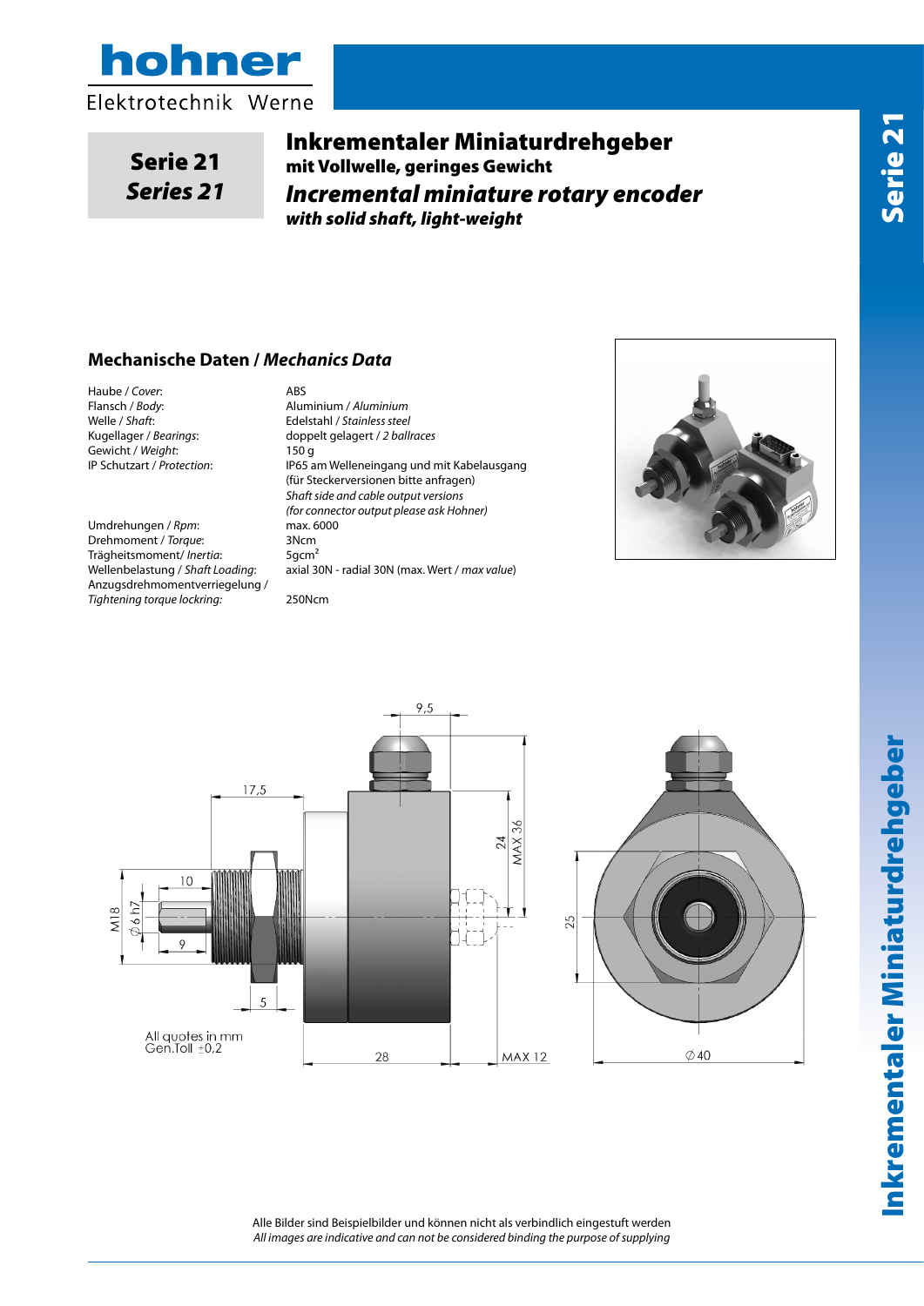# Serie 21
## *Series 21*

# Inkrementaler Miniaturdrehgeber
**mit Vollwelle, geringes Gewicht**

***Incremental miniature rotary encoder***
***with solid shaft, light-weight***

## Mechanische Daten / *Mechanics Data*

| | |
|---|---|
| Haube / *Cover*: | ABS |
| Flansch / *Body*: | Aluminium / *Aluminium* |
| Welle / *Shaft*: | Edelstahl / *Stainless steel* |
| Kugellager / *Bearings*: | doppelt gelagert / *2 ballraces* |
| Gewicht / *Weight*: | 150 g |
| IP Schutzart / *Protection*: | IP65 am Welleneingang und mit Kabelausgang (für Steckerversionen bitte anfragen) *Shaft side and cable output versions (for connector output please ask Hohner)* |
| Umdrehungen / *Rpm*: | max. 6000 |
| Drehmoment / *Torque*: | 3Ncm |
| Trägheitsmoment/ *Inertia*: | 5gcm² |
| Wellenbelastung / *Shaft Loading*: | axial 30N - radial 30N (max. Wert / *max value*) |
| Anzugsdrehmomentverriegelung / *Tightening torque lockring*: | 250Ncm |

All quotes in mm
Gen.Toll ±0,2

Alle Bilder sind Beispielbilder und können nicht als verbindlich eingestuft werden
*All images are indicative and can not be considered binding the purpose of supplying*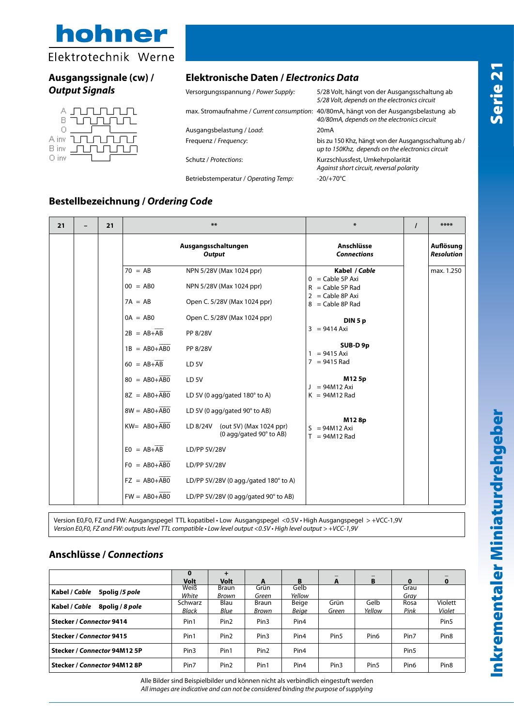hohner
Elektrotechnik Werne

## Ausgangssignale (cw) / *Output Signals*

A
B
0
A inv
B inv
0 inv

## Elektronische Daten / *Electronics Data*

| | |
|---|---|
| Versorgungsspannung / *Power Supply:* | 5/28 Volt, hängt von der Ausgangsschaltung ab<br>*5/28 Volt, depends on the electronics circuit* |
| max. Stromaufnahme / *Current consumption:* | 40/80mA, hängt von der Ausgangsbelastung ab<br>*40/80mA, depends on the electronics circuit* |
| Ausgangsbelastung / *Load:* | 20mA |
| Frequenz / *Frequency:* | bis zu 150 Khz, hängt von der Ausgangsschaltung ab / *up to 150Khz, depends on the electronics circuit* |
| Schutz / *Protections:* | Kurzschlussfest, Umkehrpolarität<br>*Against short circuit, reversal polarity* |
| Betriebstemperatur / *Operating Temp:* | -20/+70°C |

## Bestellbezeichnung / *Ordering Code*

| 21 | – | 21 | ** | | * | / | **** |
|---|---|---|---|---|---|---|---|
| | | | **Ausgangsschaltungen** ***Output*** | | **Anschlüsse** ***Connections*** | | **Auflösung** ***Resolution*** |
| | | | 70 = AB | NPN 5/28V (Max 1024 ppr) | **Kabel / *Cable*** | | max. 1.250 |
| | | | 00 = AB0 | NPN 5/28V (Max 1024 ppr) | 0 = Cable 5P Axi<br>R = Cable 5P Rad<br>2 = Cable 8P Axi<br>8 = Cable 8P Rad | | |
| | | | 7A = AB | Open C. 5/28V (Max 1024 ppr) | | | |
| | | | 0A = AB0 | Open C. 5/28V (Max 1024 ppr) | **DIN 5 p**<br>3 = 9414 Axi | | |
| | | | 2B = AB+$\overline{AB}$ | PP 8/28V | | | |
| | | | 1B = AB0+$\overline{AB0}$ | PP 8/28V | **SUB-D 9p**<br>1 = 9415 Axi<br>7 = 9415 Rad | | |
| | | | 60 = AB+$\overline{AB}$ | LD 5V | | | |
| | | | 80 = AB0+$\overline{AB0}$ | LD 5V | **M12 5p**<br>J = 94M12 Axi<br>K = 94M12 Rad | | |
| | | | 8Z = AB0+$\overline{AB0}$ | LD 5V (0 agg/gated 180° to A) | | | |
| | | | 8W = AB0+$\overline{AB0}$ | LD 5V (0 agg/gated 90° to AB) | | | |
| | | | KW= AB0+$\overline{AB0}$ | LD 8/24V (out 5V) (Max 1024 ppr) (0 agg/gated 90° to AB) | **M12 8p**<br>S = 94M12 Axi<br>T = 94M12 Rad | | |
| | | | E0 = AB+$\overline{AB}$ | LD/PP 5V/28V | | | |
| | | | F0 = AB0+$\overline{AB0}$ | LD/PP 5V/28V | | | |
| | | | FZ = AB0+$\overline{AB0}$ | LD/PP 5V/28V (0 agg./gated 180° to A) | | | |
| | | | FW = AB0+$\overline{AB0}$ | LD/PP 5V/28V (0 agg/gated 90° to AB) | | | |

Version E0,F0, FZ und FW: Ausgangspegel TTL kopatibel • Low Ausgangspegel <0.5V • High Ausgangspegel > +VCC-1,9V
*Version E0,F0, FZ and FW: outputs level TTL compatible • Low level output <0.5V • High level output > +VCC-1,9V*

## Anschlüsse / *Connections*

| | 0 Volt | + Volt | A | B | $\overline{A}$ | $\overline{B}$ | 0 | $\overline{0}$ |
|---|---|---|---|---|---|---|---|---|
| **Kabel / *Cable* 5polig / *5 pole*** | Weiß *White* | Braun *Brown* | Grün *Green* | Gelb *Yellow* | | | Grau *Gray* | |
| **Kabel / *Cable* 8polig / *8 pole*** | Schwarz *Black* | Blau *Blue* | Braun *Brown* | Beige *Beige* | Grün *Green* | Gelb *Yellow* | Rosa *Pink* | Violett *Violet* |
| **Stecker / *Connector* 9414** | Pin1 | Pin2 | Pin3 | Pin4 | | | | Pin5 |
| **Stecker / *Connector* 9415** | Pin1 | Pin2 | Pin3 | Pin4 | Pin5 | Pin6 | Pin7 | Pin8 |
| **Stecker / *Connector* 94M12 5P** | Pin3 | Pin1 | Pin2 | Pin4 | | | Pin5 | |
| **Stecker / *Connector* 94M12 8P** | Pin7 | Pin2 | Pin1 | Pin4 | Pin3 | Pin5 | Pin6 | Pin8 |

Alle Bilder sind Beispielbilder und können nicht als verbindlich eingestuft werden
*All images are indicative and can not be considered binding the purpose of supplying*

Serie 21

Inkrementaler Miniaturdrehgeber